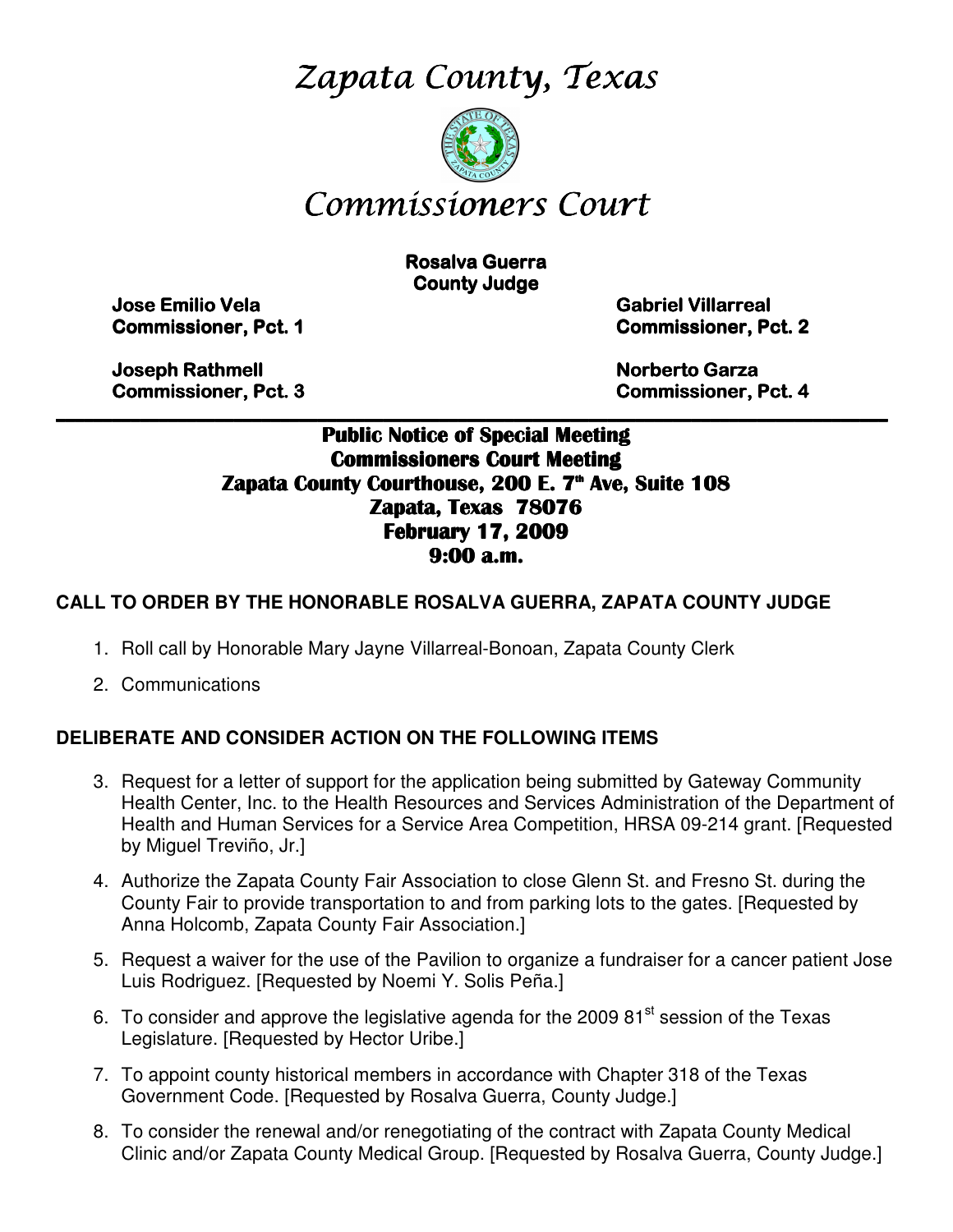# *Zapata County, Texas*

# *Commissioners Court*

**Rosalva Guerra**
**County Judge**

**Jose Emilio Vela**
**Commissioner, Pct. 1**

**Gabriel Villarreal**
**Commissioner, Pct. 2**

**Joseph Rathmell**
**Commissioner, Pct. 3**

**Norberto Garza**
**Commissioner, Pct. 4**

---

## Public Notice of Special Meeting
## Commissioners Court Meeting
## Zapata County Courthouse, 200 E. 7th Ave, Suite 108
## Zapata, Texas 78076
## February 17, 2009
## 9:00 a.m.

**CALL TO ORDER BY THE HONORABLE ROSALVA GUERRA, ZAPATA COUNTY JUDGE**

1. Roll call by Honorable Mary Jayne Villarreal-Bonoan, Zapata County Clerk
2. Communications

**DELIBERATE AND CONSIDER ACTION ON THE FOLLOWING ITEMS**

3. Request for a letter of support for the application being submitted by Gateway Community Health Center, Inc. to the Health Resources and Services Administration of the Department of Health and Human Services for a Service Area Competition, HRSA 09-214 grant. [Requested by Miguel Treviño, Jr.]
4. Authorize the Zapata County Fair Association to close Glenn St. and Fresno St. during the County Fair to provide transportation to and from parking lots to the gates. [Requested by Anna Holcomb, Zapata County Fair Association.]
5. Request a waiver for the use of the Pavilion to organize a fundraiser for a cancer patient Jose Luis Rodriguez. [Requested by Noemi Y. Solis Peña.]
6. To consider and approve the legislative agenda for the 2009 81st session of the Texas Legislature. [Requested by Hector Uribe.]
7. To appoint county historical members in accordance with Chapter 318 of the Texas Government Code. [Requested by Rosalva Guerra, County Judge.]
8. To consider the renewal and/or renegotiating of the contract with Zapata County Medical Clinic and/or Zapata County Medical Group. [Requested by Rosalva Guerra, County Judge.]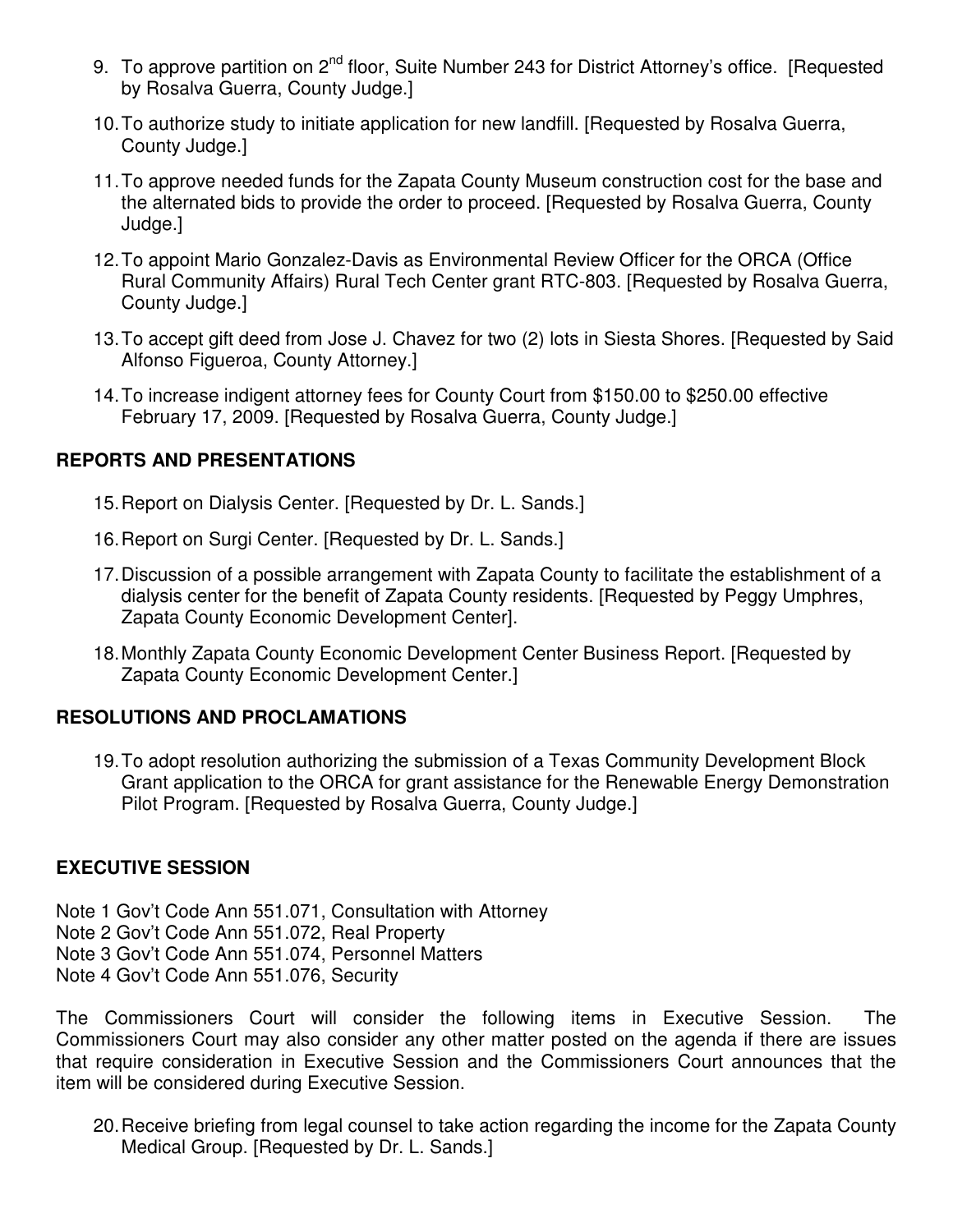9. To approve partition on 2nd floor, Suite Number 243 for District Attorney's office. [Requested by Rosalva Guerra, County Judge.]

10. To authorize study to initiate application for new landfill. [Requested by Rosalva Guerra, County Judge.]

11. To approve needed funds for the Zapata County Museum construction cost for the base and the alternated bids to provide the order to proceed. [Requested by Rosalva Guerra, County Judge.]

12. To appoint Mario Gonzalez-Davis as Environmental Review Officer for the ORCA (Office Rural Community Affairs) Rural Tech Center grant RTC-803. [Requested by Rosalva Guerra, County Judge.]

13. To accept gift deed from Jose J. Chavez for two (2) lots in Siesta Shores. [Requested by Said Alfonso Figueroa, County Attorney.]

14. To increase indigent attorney fees for County Court from $150.00 to $250.00 effective February 17, 2009. [Requested by Rosalva Guerra, County Judge.]

## REPORTS AND PRESENTATIONS

15. Report on Dialysis Center. [Requested by Dr. L. Sands.]

16. Report on Surgi Center. [Requested by Dr. L. Sands.]

17. Discussion of a possible arrangement with Zapata County to facilitate the establishment of a dialysis center for the benefit of Zapata County residents. [Requested by Peggy Umphres, Zapata County Economic Development Center].

18. Monthly Zapata County Economic Development Center Business Report. [Requested by Zapata County Economic Development Center.]

## RESOLUTIONS AND PROCLAMATIONS

19. To adopt resolution authorizing the submission of a Texas Community Development Block Grant application to the ORCA for grant assistance for the Renewable Energy Demonstration Pilot Program. [Requested by Rosalva Guerra, County Judge.]

## EXECUTIVE SESSION

Note 1 Gov't Code Ann 551.071, Consultation with Attorney
Note 2 Gov't Code Ann 551.072, Real Property
Note 3 Gov't Code Ann 551.074, Personnel Matters
Note 4 Gov't Code Ann 551.076, Security

The Commissioners Court will consider the following items in Executive Session. The Commissioners Court may also consider any other matter posted on the agenda if there are issues that require consideration in Executive Session and the Commissioners Court announces that the item will be considered during Executive Session.

20. Receive briefing from legal counsel to take action regarding the income for the Zapata County Medical Group. [Requested by Dr. L. Sands.]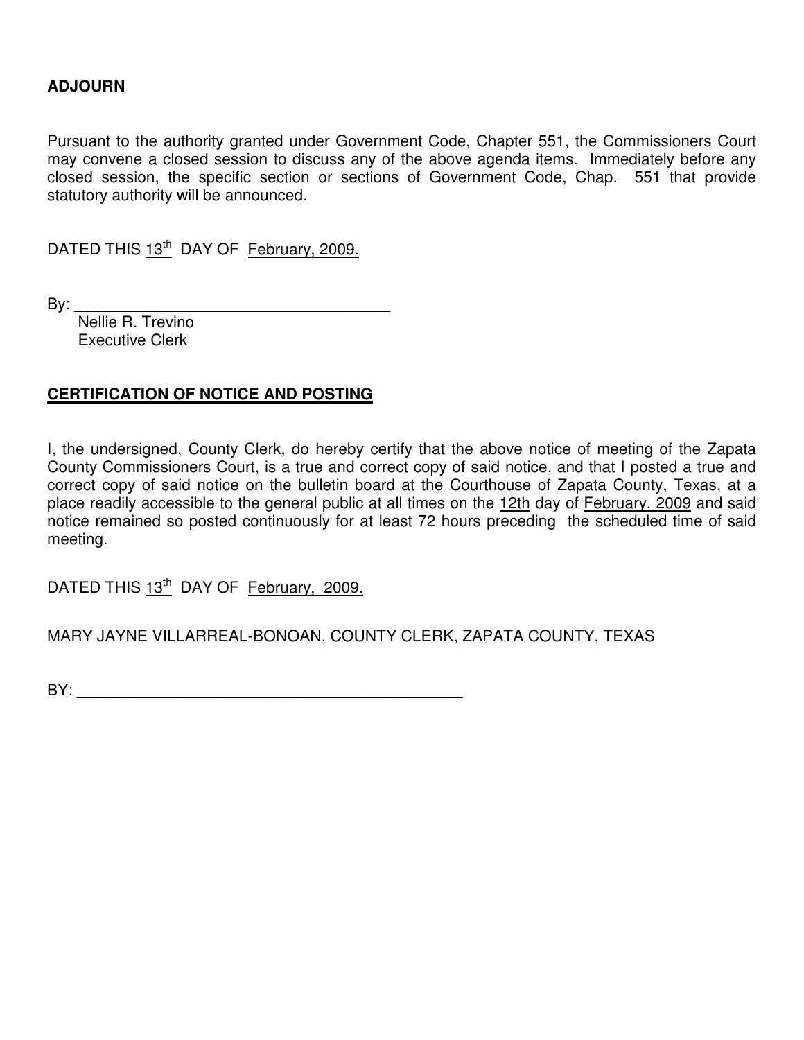**ADJOURN**

Pursuant to the authority granted under Government Code, Chapter 551, the Commissioners Court may convene a closed session to discuss any of the above agenda items. Immediately before any closed session, the specific section or sections of Government Code, Chap. 551 that provide statutory authority will be announced.

DATED THIS 13th DAY OF February, 2009.

By: ____________________________________

Nellie R. Trevino
Executive Clerk

**CERTIFICATION OF NOTICE AND POSTING**

I, the undersigned, County Clerk, do hereby certify that the above notice of meeting of the Zapata County Commissioners Court, is a true and correct copy of said notice, and that I posted a true and correct copy of said notice on the bulletin board at the Courthouse of Zapata County, Texas, at a place readily accessible to the general public at all times on the 12th day of February, 2009 and said notice remained so posted continuously for at least 72 hours preceding the scheduled time of said meeting.

DATED THIS 13th DAY OF February, 2009.

MARY JAYNE VILLARREAL-BONOAN, COUNTY CLERK, ZAPATA COUNTY, TEXAS

BY: ____________________________________________